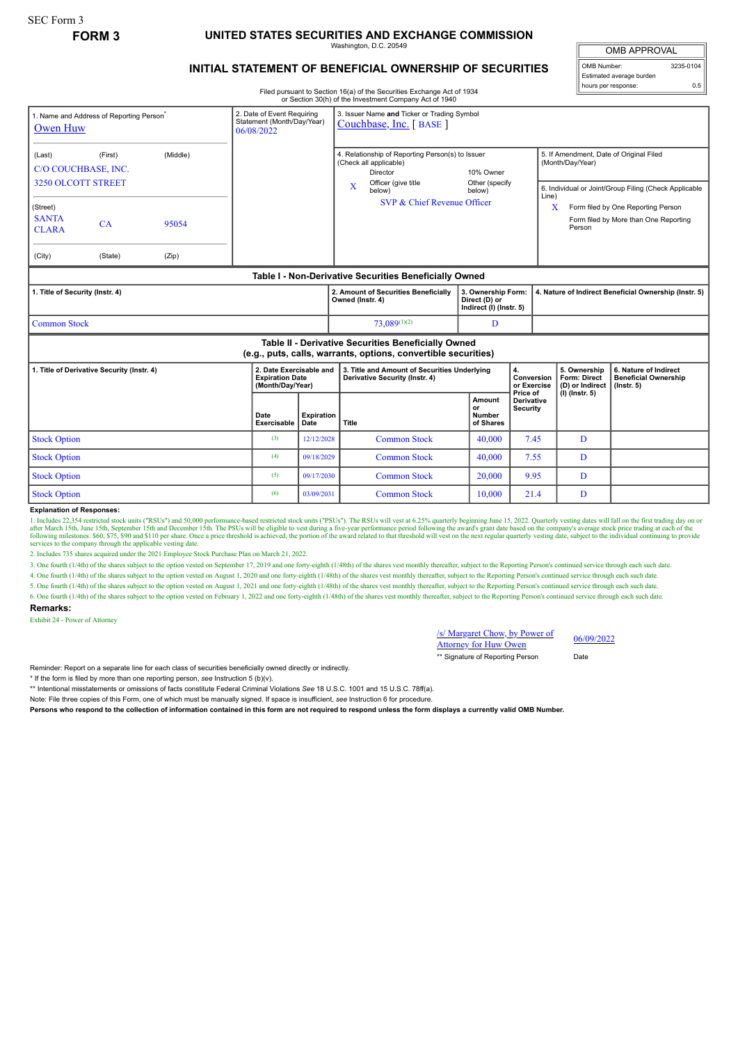SEC Form 3

**FORM 3**

# UNITED STATES SECURITIES AND EXCHANGE COMMISSION

Washington, D.C. 20549

## INITIAL STATEMENT OF BENEFICIAL OWNERSHIP OF SECURITIES

Filed pursuant to Section 16(a) of the Securities Exchange Act of 1934 or Section 30(h) of the Investment Company Act of 1940

| OMB APPROVAL | |
|---|---|
| OMB Number: | 3235-0104 |
| Estimated average burden hours per response: | 0.5 |

1. Name and Address of Reporting Person*
Owen Huw

(Last) (First) (Middle)
C/O COUCHBASE, INC.
3250 OLCOTT STREET

(Street)
SANTA CLARA CA 95054

(City) (State) (Zip)

2. Date of Event Requiring Statement (Month/Day/Year)
06/08/2022

3. Issuer Name and Ticker or Trading Symbol
Couchbase, Inc. [ BASE ]

4. Relationship of Reporting Person(s) to Issuer (Check all applicable)
Director
10% Owner
X Officer (give title below)
Other (specify below)
SVP & Chief Revenue Officer

5. If Amendment, Date of Original Filed (Month/Day/Year)

6. Individual or Joint/Group Filing (Check Applicable Line)
X Form filed by One Reporting Person
Form filed by More than One Reporting Person

### Table I - Non-Derivative Securities Beneficially Owned

| 1. Title of Security (Instr. 4) | 2. Amount of Securities Beneficially Owned (Instr. 4) | 3. Ownership Form: Direct (D) or Indirect (I) (Instr. 5) | 4. Nature of Indirect Beneficial Ownership (Instr. 5) |
|---|---|---|---|
| Common Stock | 73,089[(1)(2)] | D | |

### Table II - Derivative Securities Beneficially Owned (e.g., puts, calls, warrants, options, convertible securities)

| 1. Title of Derivative Security (Instr. 4) | 2. Date Exercisable and Expiration Date (Month/Day/Year) | | 3. Title and Amount of Securities Underlying Derivative Security (Instr. 4) | | 4. Conversion or Exercise Price of Derivative Security | 5. Ownership Form: Direct (D) or Indirect (I) (Instr. 5) | 6. Nature of Indirect Beneficial Ownership (Instr. 5) |
|---|---|---|---|---|---|---|---|
| | Date Exercisable | Expiration Date | Title | Amount or Number of Shares | | | |
| Stock Option | (3) | 12/12/2028 | Common Stock | 40,000 | 7.45 | D | |
| Stock Option | (4) | 09/18/2029 | Common Stock | 40,000 | 7.55 | D | |
| Stock Option | (5) | 09/17/2030 | Common Stock | 20,000 | 9.95 | D | |
| Stock Option | (6) | 03/09/2031 | Common Stock | 10,000 | 21.4 | D | |

**Explanation of Responses:**

1. Includes 22,354 restricted stock units ("RSUs") and 50,000 performance-based restricted stock units ("PSUs"). The RSUs will vest at 6.25% quarterly beginning June 15, 2022. Quarterly vesting dates will fall on the first trading day on or after March 15th, June 15th, September 15th and December 15th. The PSUs will be eligible to vest during a five-year performance period following the award's grant date based on the company's average stock price trading at each of the following milestones: $60, $75, $90 and $110 per share. Once a price threshold is achieved, the portion of the award related to that threshold will vest on the next regular quarterly vesting date, subject to the individual continuing to provide services to the company through the applicable vesting date.

2. Includes 735 shares acquired under the 2021 Employee Stock Purchase Plan on March 21, 2022.

3. One fourth (1/4th) of the shares subject to the option vested on September 17, 2019 and one forty-eighth (1/48th) of the shares vest monthly thereafter, subject to the Reporting Person's continued service through each such date.

4. One fourth (1/4th) of the shares subject to the option vested on August 1, 2020 and one forty-eighth (1/48th) of the shares vest monthly thereafter, subject to the Reporting Person's continued service through each such date.

5. One fourth (1/4th) of the shares subject to the option vested on August 1, 2021 and one forty-eighth (1/48th) of the shares vest monthly thereafter, subject to the Reporting Person's continued service through each such date.

6. One fourth (1/4th) of the shares subject to the option vested on February 1, 2022 and one forty-eighth (1/48th) of the shares vest monthly thereafter, subject to the Reporting Person's continued service through each such date.

**Remarks:**

Exhibit 24 - Power of Attorney

/s/ Margaret Chow, by Power of Attorney for Huw Owen — 06/09/2022

** Signature of Reporting Person — Date

Reminder: Report on a separate line for each class of securities beneficially owned directly or indirectly.

* If the form is filed by more than one reporting person, *see* Instruction 5 (b)(v).

** Intentional misstatements or omissions of facts constitute Federal Criminal Violations *See* 18 U.S.C. 1001 and 15 U.S.C. 78ff(a).

Note: File three copies of this Form, one of which must be manually signed. If space is insufficient, *see* Instruction 6 for procedure.

**Persons who respond to the collection of information contained in this form are not required to respond unless the form displays a currently valid OMB Number.**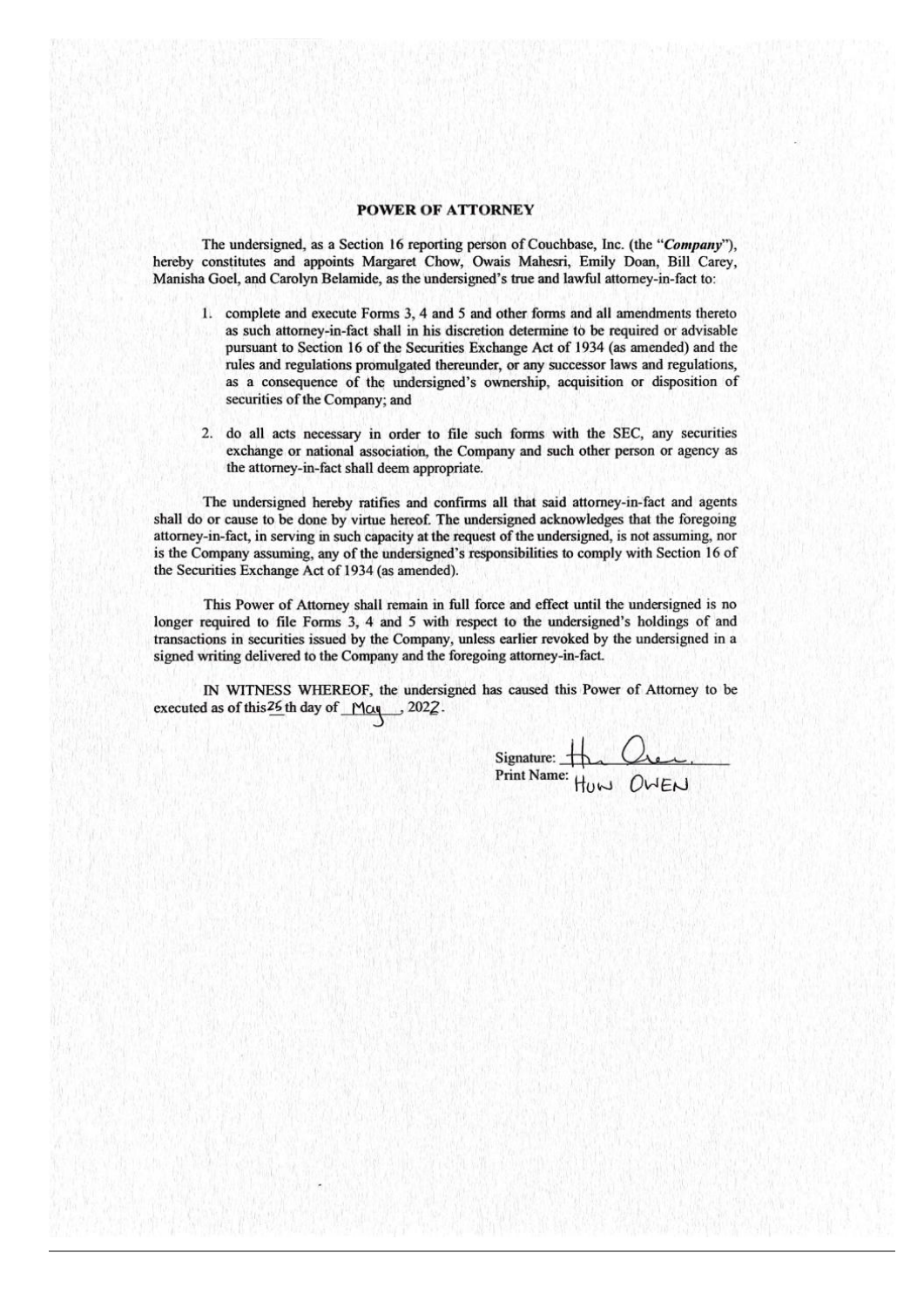# POWER OF ATTORNEY

The undersigned, as a Section 16 reporting person of Couchbase, Inc. (the "***Company***"), hereby constitutes and appoints Margaret Chow, Owais Mahesri, Emily Doan, Bill Carey, Manisha Goel, and Carolyn Belamide, as the undersigned's true and lawful attorney-in-fact to:

1. complete and execute Forms 3, 4 and 5 and other forms and all amendments thereto as such attorney-in-fact shall in his discretion determine to be required or advisable pursuant to Section 16 of the Securities Exchange Act of 1934 (as amended) and the rules and regulations promulgated thereunder, or any successor laws and regulations, as a consequence of the undersigned's ownership, acquisition or disposition of securities of the Company; and

2. do all acts necessary in order to file such forms with the SEC, any securities exchange or national association, the Company and such other person or agency as the attorney-in-fact shall deem appropriate.

The undersigned hereby ratifies and confirms all that said attorney-in-fact and agents shall do or cause to be done by virtue hereof. The undersigned acknowledges that the foregoing attorney-in-fact, in serving in such capacity at the request of the undersigned, is not assuming, nor is the Company assuming, any of the undersigned's responsibilities to comply with Section 16 of the Securities Exchange Act of 1934 (as amended).

This Power of Attorney shall remain in full force and effect until the undersigned is no longer required to file Forms 3, 4 and 5 with respect to the undersigned's holdings of and transactions in securities issued by the Company, unless earlier revoked by the undersigned in a signed writing delivered to the Company and the foregoing attorney-in-fact.

IN WITNESS WHEREOF, the undersigned has caused this Power of Attorney to be executed as of this 25th day of May, 2022.

Signature: [signature]

Print Name: HUW OWEN